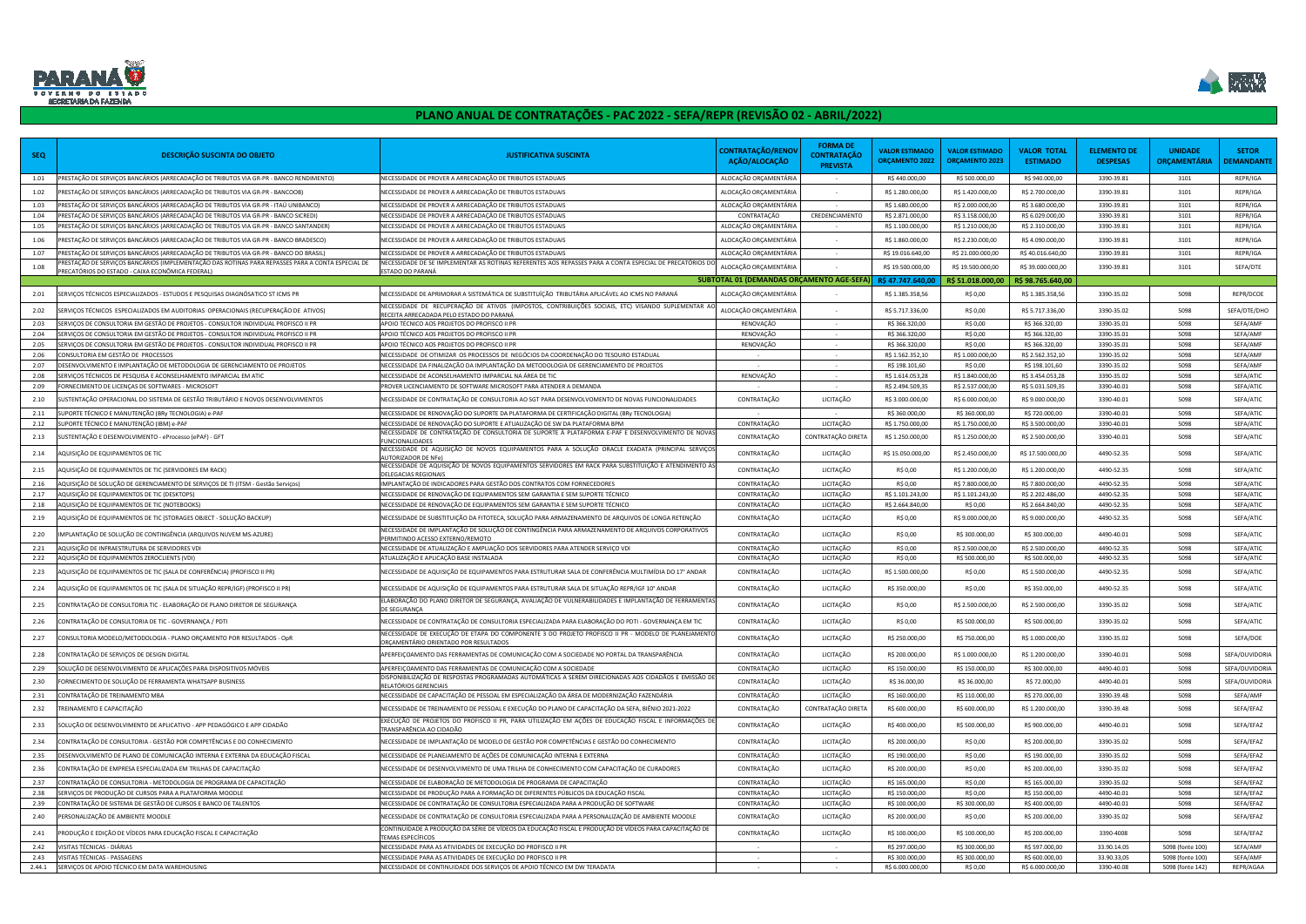# PLANO ANUAL DE CONTRATAÇÕES - PAC 2022 - SEFA/REPR (REVISÃO 02 - ABRIL/2022)

| SEQ | DESCRIÇÃO SUSCINTA DO OBJETO | JUSTIFICATIVA SUSCINTA | CONTRATAÇÃO/RENOVAÇÃO/ALOCAÇÃO | FORMA DE CONTRATAÇÃO PREVISTA | VALOR ESTIMADO ORÇAMENTO 2022 | VALOR ESTIMADO ORÇAMENTO 2023 | VALOR TOTAL ESTIMADO | ELEMENTO DE DESPESAS | UNIDADE ORÇAMENTÁRIA | SETOR DEMANDANTE |
|---|---|---|---|---|---|---|---|---|---|---|
| 1.01 | PRESTAÇÃO DE SERVIÇOS BANCÁRIOS (ARRECADAÇÃO DE TRIBUTOS VIA GR-PR - BANCO RENDIMENTO) | NECESSIDADE DE PROVER A ARRECADAÇÃO DE TRIBUTOS ESTADUAIS | ALOCAÇÃO ORÇAMENTÁRIA | - | R$ 440.000,00 | R$ 500.000,00 | R$ 940.000,00 | 3390-39.81 | 3101 | REPR/IGA |
| 1.02 | PRESTAÇÃO DE SERVIÇOS BANCÁRIOS (ARRECADAÇÃO DE TRIBUTOS VIA GR-PR - BANCOOB) | NECESSIDADE DE PROVER A ARRECADAÇÃO DE TRIBUTOS ESTADUAIS | ALOCAÇÃO ORÇAMENTÁRIA | - | R$ 1.280.000,00 | R$ 1.420.000,00 | R$ 2.700.000,00 | 3390-39.81 | 3101 | REPR/IGA |
| 1.03 | PRESTAÇÃO DE SERVIÇOS BANCÁRIOS (ARRECADAÇÃO DE TRIBUTOS VIA GR-PR - ITAÚ UNIBANCO) | NECESSIDADE DE PROVER A ARRECADAÇÃO DE TRIBUTOS ESTADUAIS | ALOCAÇÃO ORÇAMENTÁRIA | - | R$ 1.680.000,00 | R$ 2.000.000,00 | R$ 3.680.000,00 | 3390-39.81 | 3101 | REPR/IGA |
| 1.04 | PRESTAÇÃO DE SERVIÇOS BANCÁRIOS (ARRECADAÇÃO DE TRIBUTOS VIA GR-PR - BANCO SICREDI) | NECESSIDADE DE PROVER A ARRECADAÇÃO DE TRIBUTOS ESTADUAIS | CONTRATAÇÃO | CREDENCIAMENTO | R$ 2.871.000,00 | R$ 3.158.000,00 | R$ 6.029.000,00 | 3390-39.81 | 3101 | REPR/IGA |
| 1.05 | PRESTAÇÃO DE SERVIÇOS BANCÁRIOS (ARRECADAÇÃO DE TRIBUTOS VIA GR-PR - BANCO SANTANDER) | NECESSIDADE DE PROVER A ARRECADAÇÃO DE TRIBUTOS ESTADUAIS | ALOCAÇÃO ORÇAMENTÁRIA | - | R$ 1.100.000,00 | R$ 1.210.000,00 | R$ 2.310.000,00 | 3390-39.81 | 3101 | REPR/IGA |
| 1.06 | PRESTAÇÃO DE SERVIÇOS BANCÁRIOS (ARRECADAÇÃO DE TRIBUTOS VIA GR-PR - BANCO BRADESCO) | NECESSIDADE DE PROVER A ARRECADAÇÃO DE TRIBUTOS ESTADUAIS | ALOCAÇÃO ORÇAMENTÁRIA | - | R$ 1.860.000,00 | R$ 2.230.000,00 | R$ 4.090.000,00 | 3390-39.81 | 3101 | REPR/IGA |
| 1.07 | PRESTAÇÃO DE SERVIÇOS BANCÁRIOS (ARRECADAÇÃO DE TRIBUTOS VIA GR-PR - BANCO DO BRASIL) | NECESSIDADE DE PROVER A ARRECADAÇÃO DE TRIBUTOS ESTADUAIS | ALOCAÇÃO ORÇAMENTÁRIA | - | R$ 19.016.640,00 | R$ 21.000.000,00 | R$ 40.016.640,00 | 3390-39.81 | 3101 | REPR/IGA |
| 1.08 | PRESTAÇÃO DE SERVIÇOS BANCÁRIOS (IMPLEMENTAÇÃO DAS ROTINAS PARA REPASSES PARA A CONTA ESPECIAL DE PRECATÓRIOS DO ESTADO - CAIXA ECONÔMICA FEDERAL) | NECESSIDADE DE SE IMPLEMENTAR AS ROTINAS REFERENTES AOS REPASSES PARA A CONTA ESPECIAL DE PRECATÓRIOS DO ESTADO DO PARANÁ | ALOCAÇÃO ORÇAMENTÁRIA | - | R$ 19.500.000,00 | R$ 19.500.000,00 | R$ 39.000.000,00 | 3390-39.81 | 3101 | SEFA/DTE |
| | | | **SUBTOTAL 01 (DEMANDAS ORÇAMENTO AGE-SEFA)** | | **R$ 47.747.640,00** | **R$ 51.018.000,00** | **R$ 98.765.640,00** | | | |
| 2.01 | SERVIÇOS TÉCNICOS ESPECIALIZADOS - ESTUDOS E PESQUISAS DIAGNÓSATICO ST ICMS PR | NECESSIDADE DE APRIMORAR A SISTEMÁTICA DE SUBSTITUIÇÃO TRIBUTÁRIA APLICÁVEL AO ICMS NO PARANÁ | ALOCAÇÃO ORÇAMENTÁRIA | - | R$ 1.385.358,56 | R$ 0,00 | R$ 1.385.358,56 | 3390-35.02 | 5098 | REPR/DCOE |
| 2.02 | SERVIÇOS TÉCNICOS ESPECIALIZADOS EM AUDITORIAS OPERACIONAIS (RECUPERAÇÃO DE ATIVOS) | NECESSIDADE DE RECUPERAÇÃO DE ATIVOS (IMPOSTOS, CONTRIBUIÇÕES SOCIAIS, ETC) VISANDO SUPLEMENTAR AO RECEITA ARRECADADA PELO ESTADO DO PARANÁ | ALOCAÇÃO ORÇAMENTÁRIA | - | R$ 5.717.336,00 | R$ 0,00 | R$ 5.717.336,00 | 3390-35.02 | 5098 | SEFA/DTE/DHO |
| 2.03 | SERVIÇOS DE CONSULTORIA EM GESTÃO DE PROJETOS - CONSULTOR INDIVIDUAL PROFISCO II PR | APOIO TÉCNICO AOS PROJETOS DO PROFISCO II PR | RENOVAÇÃO | - | R$ 366.320,00 | R$ 0,00 | R$ 366.320,00 | 3390-35.01 | 5098 | SEFA/AMF |
| 2.04 | SERVIÇOS DE CONSULTORIA EM GESTÃO DE PROJETOS - CONSULTOR INDIVIDUAL PROFISCO II PR | APOIO TÉCNICO AOS PROJETOS DO PROFISCO II PR | RENOVAÇÃO | - | R$ 366.320,00 | R$ 0,00 | R$ 366.320,00 | 3390-35.01 | 5098 | SEFA/AMF |
| 2.05 | SERVIÇOS DE CONSULTORIA EM GESTÃO DE PROJETOS - CONSULTOR INDIVIDUAL PROFISCO II PR | APOIO TÉCNICO AOS PROJETOS DO PROFISCO II PR | RENOVAÇÃO | - | R$ 366.320,00 | R$ 0,00 | R$ 366.320,00 | 3390-35.01 | 5098 | SEFA/AMF |
| 2.06 | CONSULTORIA EM GESTÃO DE PROCESSOS | NECESSIDADE DE OTIMIZAR OS PROCESSOS DE NEGÓCIOS DA COORDENAÇÃO DO TESOURO ESTADUAL | - | - | R$ 1.562.352,10 | R$ 1.000.000,00 | R$ 2.562.352,10 | 3390-35.02 | 5098 | SEFA/AMF |
| 2.07 | DESENVOLVIMENTO E IMPLANTAÇÃO DE METODOLOGIA DE GERENCIAMENTO DE PROJETOS | NECESSIDADE DA FINALIZAÇÃO DA IMPLANTAÇÃO DA METODOLOGIA DE GERENCIAMENTO DE PROJETOS | - | - | R$ 198.101,60 | R$ 0,00 | R$ 198.101,60 | 3390-35.02 | 5098 | SEFA/AMF |
| 2.08 | SERVIÇOS TÉCNICOS DE PESQUISA E ACONSELHAMENTO IMPARCIAL NA ÁREA DE TIC | NECESSIDADE DE ACONSELHAMENTO IMPARCIAL NA ÁREA DE TIC | RENOVAÇÃO | - | R$ 1.614.053,28 | R$ 1.840.000,00 | R$ 3.454.053,28 | 3390-35.02 | 5098 | SEFA/ATIC |
| 2.09 | FORNECIMENTO DE LICENÇAS DE SOFTWARES - MICROSOFT | PROVER LICENCIAMENTO DE SOFTWARE MICROSOFT PARA ATENDER A DEMANDA | - | - | R$ 2.494.509,35 | R$ 2.537.000,00 | R$ 5.031.509,35 | 3390-40.01 | 5098 | SEFA/ATIC |
| 2.10 | SUSTENTAÇÃO OPERACIONAL DO SISTEMA DE GESTÃO TRIBUTÁRIO E NOVOS DESENVOLVIMENTOS | NECESSIDADE DE CONTRATAÇÃO DE CONSULTORIA AO SGT PARA DESENVOLVIMENTO DE NOVAS FUNCIONALIDADES | CONTRATAÇÃO | LICITAÇÃO | R$ 3.000.000,00 | R$ 6.000.000,00 | R$ 9.000.000,00 | 3390-40.01 | 5098 | SEFA/ATIC |
| 2.11 | SUPORTE TÉCNICO E MANUTENÇÃO (BRy TECNOLOGIA) e-PAF | NECESSIDADE DE RENOVAÇÃO DO SUPORTE DA PLATAFORMA DE CERTIFICAÇÃO DIGITAL (BRy TECNOLOGIA) | - | - | R$ 360.000,00 | R$ 360.000,00 | R$ 720.000,00 | 3390-40.01 | 5098 | SEFA/ATIC |
| 2.12 | SUPORTE TÉCNICO E MANUTENÇÃO (IBM) e-PAF | NECESSIDADE DE RENOVAÇÃO DO SUPORTE E ATUALIZAÇÃO DE SW DA PLATAFORMA BPM | CONTRATAÇÃO | LICITAÇÃO | R$ 1.750.000,00 | R$ 1.750.000,00 | R$ 3.500.000,00 | 3390-40.01 | 5098 | SEFA/ATIC |
| 2.13 | SUSTENTAÇÃO E DESENVOLVIMENTO - eProcesso (ePAF) - GFT | NECESSIDADE DE CONTRATAÇÃO DE CONSULTORIA DE SUPORTE À PLATAFORMA E-PAF E DESENVOLVIMENTO DE NOVAS FUNCIONALIDADES | CONTRATAÇÃO | CONTRATAÇÃO DIRETA | R$ 1.250.000,00 | R$ 1.250.000,00 | R$ 2.500.000,00 | 3390-40.01 | 5098 | SEFA/ATIC |
| 2.14 | AQUISIÇÃO DE EQUIPAMENTOS DE TIC | NECESSIDADE DE AQUISIÇÃO DE NOVOS EQUIPAMENTOS PARA A SOLUÇÃO ORACLE EXADATA (PRINCIPAL SERVIÇOS AUTORIZADOR DE NFe) | CONTRATAÇÃO | LICITAÇÃO | R$ 15.050.000,00 | R$ 2.450.000,00 | R$ 17.500.000,00 | 4490-52.35 | 5098 | SEFA/ATIC |
| 2.15 | AQUISIÇÃO DE EQUIPAMENTOS DE TIC (SERVIDORES EM RACK) | NECESSIDADE DE AQUISIÇÃO DE NOVOS EQUIPAMENTOS SERVIDORES EM RACK PARA SUBSTITUIÇÃO E ATENDIMENTO ÀS DELEGACIAS REGIONAIS | CONTRATAÇÃO | LICITAÇÃO | R$ 0,00 | R$ 1.200.000,00 | R$ 1.200.000,00 | 4490-52.35 | 5098 | SEFA/ATIC |
| 2.16 | AQUISIÇÃO DE SOLUÇÃO DE GERENCIAMENTO DE SERVIÇOS DE TI (ITSM - Gestão Serviços) | IMPLANTAÇÃO DE INDICADORES PARA GESTÃO DOS CONTRATOS COM FORNECEDORES | CONTRATAÇÃO | LICITAÇÃO | R$ 0,00 | R$ 7.800.000,00 | R$ 7.800.000,00 | 4490-52.35 | 5098 | SEFA/ATIC |
| 2.17 | AQUISIÇÃO DE EQUIPAMENTOS DE TIC (DESKTOPS) | NECESSIDADE DE RENOVAÇÃO DE EQUIPAMENTOS SEM GARANTIA E SEM SUPORTE TÉCNICO | CONTRATAÇÃO | LICITAÇÃO | R$ 1.101.243,00 | R$ 1.101.243,00 | R$ 2.202.486,00 | 4490-52.35 | 5098 | SEFA/ATIC |
| 2.18 | AQUISIÇÃO DE EQUIPAMENTOS DE TIC (NOTEBOOKS) | NECESSIDADE DE RENOVAÇÃO DE EQUIPAMENTOS SEM GARANTIA E SEM SUPORTE TÉCNICO | CONTRATAÇÃO | LICITAÇÃO | R$ 2.664.840,00 | R$ 0,00 | R$ 2.664.840,00 | 4490-52.35 | 5098 | SEFA/ATIC |
| 2.19 | AQUISIÇÃO DE EQUIPAMENTOS DE TIC (STORAGES OBJECT - SOLUÇÃO BACKUP) | NECESSIDADE DE SUBSTITUIÇÃO DA FITOTECA, SOLUÇÃO PARA ARMAZENAMENTO DE ARQUIVOS DE LONGA RETENÇÃO | CONTRATAÇÃO | LICITAÇÃO | R$ 0,00 | R$ 9.000.000,00 | R$ 9.000.000,00 | 4490-52.35 | 5098 | SEFA/ATIC |
| 2.20 | IMPLANTAÇÃO DE SOLUÇÃO DE CONTINGÊNCIA (ARQUIVOS NUVEM MS-AZURE) | NECESSIDADE DE IMPLANTAÇÃO DE SOLUÇÃO DE CONTINGÊNCIA PARA ARMAZENAMENTO DE ARQUIVOS CORPORATIVOS PERMITINDO ACESSO EXTERNO/REMOTO | CONTRATAÇÃO | LICITAÇÃO | R$ 0,00 | R$ 300.000,00 | R$ 300.000,00 | 4490-40.01 | 5098 | SEFA/ATIC |
| 2.21 | AQUISIÇÃO DE INFRAESTRUTURA DE SERVIDORES VDI | NECESSIDADE DE ATUALIZAÇÃO E AMPLIAÇÃO DOS SERVIDORES PARA ATENDER SERVIÇO VDI | CONTRATAÇÃO | LICITAÇÃO | R$ 0,00 | R$ 2.500.000,00 | R$ 2.500.000,00 | 4490-52.35 | 5098 | SEFA/ATIC |
| 2.22 | AQUISIÇÃO DE EQUIPAMENTOS ZEROCLIENTS (VDI) | ATUALIZAÇÃO E APLICAÇÃO BASE INSTALADA | CONTRATAÇÃO | LICITAÇÃO | R$ 0,00 | R$ 500.000,00 | R$ 500.000,00 | 4490-52.35 | 5098 | SEFA/ATIC |
| 2.23 | AQUISIÇÃO DE EQUIPAMENTOS DE TIC (SALA DE CONFERÊNCIA) (PROFISCO II PR) | NECESSIDADE DE AQUISIÇÃO DE EQUIPAMENTOS PARA ESTRUTURAR SALA DE CONFERÊNCIA MULTIMÍDIA DO 17° ANDAR | CONTRATAÇÃO | LICITAÇÃO | R$ 1.500.000,00 | R$ 0,00 | R$ 1.500.000,00 | 4490-52.35 | 5098 | SEFA/ATIC |
| 2.24 | AQUISIÇÃO DE EQUIPAMENTOS DE TIC (SALA DE SITUAÇÃO REPR/IGF) (PROFISCO II PR) | NECESSIDADE DE AQUISIÇÃO DE EQUIPAMENTOS PARA ESTRUTURAR SALA DE SITUAÇÃO REPR/IGF 10° ANDAR | CONTRATAÇÃO | LICITAÇÃO | R$ 350.000,00 | R$ 0,00 | R$ 350.000,00 | 4490-52.35 | 5098 | SEFA/ATIC |
| 2.25 | CONTRATAÇÃO DE CONSULTORIA TIC - ELABORAÇÃO DE PLANO DIRETOR DE SEGURANÇA | ELABORAÇÃO DO PLANO DIRETOR DE SEGURANÇA, AVALIAÇÃO DE VULNERABILIDADES E IMPLANTAÇÃO DE FERRAMENTAS DE SEGURANÇA | CONTRATAÇÃO | LICITAÇÃO | R$ 0,00 | R$ 2.500.000,00 | R$ 2.500.000,00 | 3390-35.02 | 5098 | SEFA/ATIC |
| 2.26 | CONTRATAÇÃO DE CONSULTORIA DE TIC - GOVERNANÇA / PDTI | NECESSIDADE DE CONTRATAÇÃO DE CONSULTORIA ESPECIALIZADA PARA ELABORAÇÃO DO PDTI - GOVERNANÇA EM TIC | CONTRATAÇÃO | LICITAÇÃO | R$ 0,00 | R$ 500.000,00 | R$ 500.000,00 | 3390-35.02 | 5098 | SEFA/ATIC |
| 2.27 | CONSULTORIA MODELO/METODOLOGIA - PLANO ORÇAMENTO POR RESULTADOS - OpR | NECESSIDADE DE EXECUÇÃO DE ETAPA DO COMPONENTE 3 DO PROJETO PROFISCO II PR - MODELO DE PLANEJAMENTO ORÇAMENTÁRIO ORIENTADO POR RESULTADOS | CONTRATAÇÃO | LICITAÇÃO | R$ 250.000,00 | R$ 750.000,00 | R$ 1.000.000,00 | 3390-35.02 | 5098 | SEFA/DOE |
| 2.28 | CONTRATAÇÃO DE SERVIÇOS DE DESIGN DIGITAL | APERFEIÇOAMENTO DAS FERRAMENTAS DE COMUNICAÇÃO COM A SOCIEDADE NO PORTAL DA TRANSPARÊNCIA | CONTRATAÇÃO | LICITAÇÃO | R$ 200.000,00 | R$ 1.000.000,00 | R$ 1.200.000,00 | 3390-40.01 | 5098 | SEFA/OUVIDORIA |
| 2.29 | SOLUÇÃO DE DESENVOLVIMENTO DE APLICAÇÕES PARA DISPOSITIVOS MÓVEIS | APERFEIÇOAMENTO DAS FERRAMENTAS DE COMUNICAÇÃO COM A SOCIEDADE | CONTRATAÇÃO | LICITAÇÃO | R$ 150.000,00 | R$ 150.000,00 | R$ 300.000,00 | 4490-40.01 | 5098 | SEFA/OUVIDORIA |
| 2.30 | FORNECIMENTO DE SOLUÇÃO DE FERRAMENTA WHATSAPP BUSINESS | DISPONIBILIZAÇÃO DE RESPOSTAS PROGRAMADAS AUTOMÁTICAS A SEREM DIRECIONADAS AOS CIDADÃOS E EMISSÃO DE RELATÓRIOS GERENCIAIS | CONTRATAÇÃO | LICITAÇÃO | R$ 36.000,00 | R$ 36.000,00 | R$ 72.000,00 | 4490-40.01 | 5098 | SEFA/OUVIDORIA |
| 2.31 | CONTRATAÇÃO DE TREINAMENTO MBA | NECESSIDADE DE CAPACITAÇÃO DE PESSOAL EM ESPECIALIZAÇÃO DA ÁREA DE MODERNIZAÇÃO FAZENDÁRIA | CONTRATAÇÃO | LICITAÇÃO | R$ 160.000,00 | R$ 110.000,00 | R$ 270.000,00 | 3390-39.48 | 5098 | SEFA/AMF |
| 2.32 | TREINAMENTO E CAPACITAÇÃO | NECESSIDADE DE TREINAMENTO DE PESSOAL E EXECUÇÃO DO PLANO DE CAPACITAÇÃO DA SEFA, BIÊNIO 2021-2022 | CONTRATAÇÃO | CONTRATAÇÃO DIRETA | R$ 600.000,00 | R$ 600.000,00 | R$ 1.200.000,00 | 3390-39.48 | 5098 | SEFA/EFAZ |
| 2.33 | SOLUÇÃO DE DESENVOLVIMENTO DE APLICATIVO - APP PEDAGÓGICO E APP CIDADÃO | EXECUÇÃO DE PROJETOS DO PROFISCO II PR, PARA UTILIZAÇÃO EM AÇÕES DE EDUCAÇÃO FISCAL E INFORMAÇÕES DE TRANSPARÊNCIA AO CIDADÃO | CONTRATAÇÃO | LICITAÇÃO | R$ 400.000,00 | R$ 500.000,00 | R$ 900.000,00 | 4490-40.01 | 5098 | SEFA/EFAZ |
| 2.34 | CONTRATAÇÃO DE CONSULTORIA - GESTÃO POR COMPETÊNCIAS E DO CONHECIMENTO | NECESSIDADE DE IMPLANTAÇÃO DE MODELO DE GESTÃO POR COMPETÊNCIAS E GESTÃO DO CONHECIMENTO | CONTRATAÇÃO | LICITAÇÃO | R$ 200.000,00 | R$ 0,00 | R$ 200.000,00 | 3390-35.02 | 5098 | SEFA/EFAZ |
| 2.35 | DESENVOLVIMENTO DE PLANO DE COMUNICAÇÃO INTERNA E EXTERNA DA EDUCAÇÃO FISCAL | NECESSIDADE DE PLANEJAMENTO DE AÇÕES DE COMUNICAÇÃO INTERNA E EXTERNA | CONTRATAÇÃO | LICITAÇÃO | R$ 190.000,00 | R$ 0,00 | R$ 190.000,00 | 3390-35.02 | 5098 | SEFA/EFAZ |
| 2.36 | CONTRATAÇÃO DE EMPRESA ESPECIALIZADA EM TRILHAS DE CAPACITAÇÃO | NECESSIDADE DE DESENVOLVIMENTO DE UMA TRILHA DE CONHECIMENTO COM CAPACITAÇÃO DE CURADORES | CONTRATAÇÃO | LICITAÇÃO | R$ 200.000,00 | R$ 0,00 | R$ 200.000,00 | 3390-35.02 | 5098 | SEFA/EFAZ |
| 2.37 | CONTRATAÇÃO DE CONSULTORIA - METODOLOGIA DE PROGRAMA DE CAPACITAÇÃO | NECESSIDADE DE ELABORAÇÃO DE METODOLOGIA DE PROGRAMA DE CAPACITAÇÃO | CONTRATAÇÃO | LICITAÇÃO | R$ 165.000,00 | R$ 0,00 | R$ 165.000,00 | 3390-35.02 | 5098 | SEFA/EFAZ |
| 2.38 | SERVIÇOS DE PRODUÇÃO DE CURSOS PARA A PLATAFORMA MOODLE | NECESSIDADE DE PRODUÇÃO PARA A FORMAÇÃO DE DIFERENTES PÚBLICOS DA EDUCAÇÃO FISCAL | CONTRATAÇÃO | LICITAÇÃO | R$ 150.000,00 | R$ 0,00 | R$ 150.000,00 | 4490-40.01 | 5098 | SEFA/EFAZ |
| 2.39 | CONTRATAÇÃO DE SISTEMA DE GESTÃO DE CURSOS E BANCO DE TALENTOS | NECESSIDADE DE CONTRATAÇÃO DE CONSULTORIA ESPECIALIZADA PARA A PRODUÇÃO DE SOFTWARE | CONTRATAÇÃO | LICITAÇÃO | R$ 100.000,00 | R$ 300.000,00 | R$ 400.000,00 | 4490-40.01 | 5098 | SEFA/EFAZ |
| 2.40 | PERSONALIZAÇÃO DE AMBIENTE MOODLE | NECESSIDADE DE CONTRATAÇÃO DE CONSULTORIA ESPECIALIZADA PARA A PERSONALIZAÇÃO DE AMBIENTE MOODLE | CONTRATAÇÃO | LICITAÇÃO | R$ 200.000,00 | R$ 0,00 | R$ 200.000,00 | 3390-35.02 | 5098 | SEFA/EFAZ |
| 2.41 | PRODUÇÃO E EDIÇÃO DE VÍDEOS PARA EDUCAÇÃO FISCAL E CAPACITAÇÃO | CONTINUIDADE À PRODUÇÃO DA SÉRIE DE VÍDEOS DA EDUCAÇÃO FISCAL E PRODUÇÃO DE VÍDEOS PARA CAPACITAÇÃO DE TEMAS ESPECÍFICOS | CONTRATAÇÃO | LICITAÇÃO | R$ 100.000,00 | R$ 100.000,00 | R$ 200.000,00 | 3390-4008 | 5098 | SEFA/EFAZ |
| 2.42 | VISITAS TÉCNICAS - DIÁRIAS | NECESSIDADE PARA AS ATIVIDADES DE EXECUÇÃO DO PROFISCO II PR | - | - | R$ 297.000,00 | R$ 300.000,00 | R$ 597.000,00 | 33.90.14.05 | 5098 (fonte 100) | SEFA/AMF |
| 2.43 | VISITAS TÉCNICAS - PASSAGENS | NECESSIDADE PARA AS ATIVIDADES DE EXECUÇÃO DO PROFISCO II PR | - | - | R$ 300.000,00 | R$ 300.000,00 | R$ 600.000,00 | 33.90.33,05 | 5098 (fonte 100) | SEFA/AMF |
| 2.44.1 | SERVIÇOS DE APOIO TÉCNICO EM DATA WAREHOUSING | NECESSIDADE DE CONTINUIDADE DOS SERVIÇOS DE APOIO TÉCNICO EM DW TERADATA | - | - | R$ 6.000.000,00 | R$ 0,00 | R$ 6.000.000,00 | 3390-40.08 | 5098 (fonte 142) | REPR/AGAA |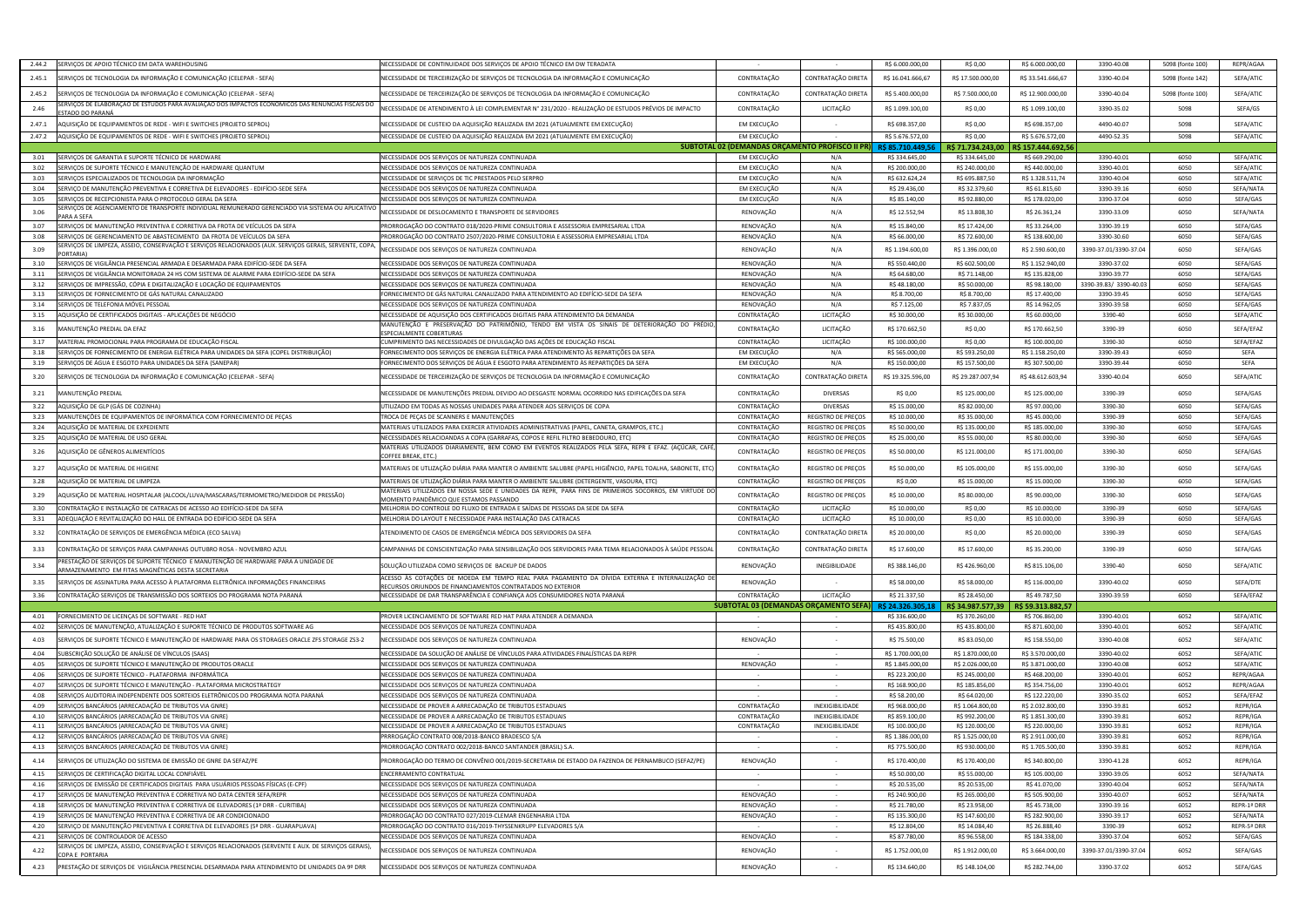| | | | | | | | | | | |
|---|---|---|---|---|---|---|---|---|---|---|
| 2.44.2 | SERVIÇOS DE APOIO TÉCNICO EM DATA WAREHOUSING | NECESSIDADE DE CONTINUIDADE DOS SERVIÇOS DE APOIO TÉCNICO EM DW TERADATA | - | - | R$ 6.000.000,00 | R$ 0,00 | R$ 6.000.000,00 | 3390-40.08 | 5098 (fonte 100) | REPR/AGAA |
| 2.45.1 | SERVIÇOS DE TECNOLOGIA DA INFORMAÇÃO E COMUNICAÇÃO (CELEPAR - SEFA) | NECESSIDADE DE TERCEIRIZAÇÃO DE SERVIÇOS DE TECNOLOGIA DA INFORMAÇÃO E COMUNICAÇÃO | CONTRATAÇÃO | CONTRATAÇÃO DIRETA | R$ 16.041.666,67 | R$ 17.500.000,00 | R$ 33.541.666,67 | 3390-40.04 | 5098 (fonte 142) | SEFA/ATIC |
| 2.45.2 | SERVIÇOS DE TECNOLOGIA DA INFORMAÇÃO E COMUNICAÇÃO (CELEPAR - SEFA) | NECESSIDADE DE TERCEIRIZAÇÃO DE SERVIÇOS DE TECNOLOGIA DA INFORMAÇÃO E COMUNICAÇÃO | CONTRATAÇÃO | CONTRATAÇÃO DIRETA | R$ 5.400.000,00 | R$ 7.500.000,00 | R$ 12.900.000,00 | 3390-40.04 | 5098 (fonte 100) | SEFA/ATIC |
| 2.46 | SERVIÇOS DE ELABORAÇÃO DE ESTUDOS PARA AVALIAÇÃO DOS IMPACTOS ECONÔMICOS DAS RENÚNCIAS FISCAIS DO ESTADO DO PARANÁ | NECESSIDADE DE ATENDIMENTO À LEI COMPLEMENTAR Nº 231/2020 - REALIZAÇÃO DE ESTUDOS PRÉVIOS DE IMPACTO | CONTRATAÇÃO | LICITAÇÃO | R$ 1.099.100,00 | R$ 0,00 | R$ 1.099.100,00 | 3390-35.02 | 5098 | SEFA/GS |
| 2.47.1 | AQUISIÇÃO DE EQUIPAMENTOS DE REDE - WIFI E SWITCHES (PROJETO SEPROL) | NECESSIDADE DE CUSTEIO DA AQUISIÇÃO REALIZADA EM 2021 (ATUALMENTE EM EXECUÇÃO) | EM EXECUÇÃO | - | R$ 698.357,00 | R$ 0,00 | R$ 698.357,00 | 4490-40.07 | 5098 | SEFA/ATIC |
| 2.47.2 | AQUISIÇÃO DE EQUIPAMENTOS DE REDE - WIFI E SWITCHES (PROJETO SEPROL) | NECESSIDADE DE CUSTEIO DA AQUISIÇÃO REALIZADA EM 2021 (ATUALMENTE EM EXECUÇÃO) | EM EXECUÇÃO | - | R$ 5.676.572,00 | R$ 0,00 | R$ 5.676.572,00 | 4490-52.35 | 5098 | SEFA/ATIC |
| | | | **SUBTOTAL 02 (DEMANDAS ORÇAMENTO PROFISCO II PR)** | | **R$ 85.710.449,56** | **R$ 71.734.243,00** | **R$ 157.444.692,56** | | | |
| 3.01 | SERVIÇOS DE GARANTIA E SUPORTE TÉCNICO DE HARDWARE | NECESSIDADE DOS SERVIÇOS DE NATUREZA CONTINUADA | EM EXECUÇÃO | N/A | R$ 334.645,00 | R$ 334.645,00 | R$ 669.290,00 | 3390-40.01 | 6050 | SEFA/ATIC |
| 3.02 | SERVIÇOS DE SUPORTE TÉCNICO E MANUTENÇÃO DE HARDWARE QUANTUM | NECESSIDADE DOS SERVIÇOS DE NATUREZA CONTINUADA | EM EXECUÇÃO | N/A | R$ 200.000,00 | R$ 240.000,00 | R$ 440.000,00 | 3390-40.01 | 6050 | SEFA/ATIC |
| 3.03 | SERVIÇOS ESPECIALIZADOS DE TECNOLOGIA DA INFORMAÇÃO | NECESSIDADE DE SERVIÇOS DE TIC PRESTADOS PELO SERPRO | EM EXECUÇÃO | N/A | R$ 632.624,24 | R$ 695.887,50 | R$ 1.328.511,74 | 3390-40.04 | 6050 | SEFA/ATIC |
| 3.04 | SERVIÇO DE MANUTENÇÃO PREVENTIVA E CORRETIVA DE ELEVADORES - EDIFÍCIO-SEDE SEFA | NECESSIDADE DOS SERVIÇOS DE NATUREZA CONTINUADA | EM EXECUÇÃO | N/A | R$ 29.436,00 | R$ 32.379,60 | R$ 61.815,60 | 3390-39.16 | 6050 | SEFA/NATA |
| 3.05 | SERVIÇOS DE RECEPCIONISTA PARA O PROTOCOLO GERAL DA SEFA | NECESSIDADE DOS SERVIÇOS DE NATUREZA CONTINUADA | EM EXECUÇÃO | N/A | R$ 85.140,00 | R$ 92.880,00 | R$ 178.020,00 | 3390-37.04 | 6050 | SEFA/GAS |
| 3.06 | SERVIÇOS DE AGENCIAMENTO DE TRANSPORTE INDIVIDUAL REMUNERADO GERENCIADO VIA SISTEMA OU APLICATIVO PARA A SEFA | NECESSIDADE DE DESLOCAMENTO E TRANSPORTE DE SERVIDORES | RENOVAÇÃO | N/A | R$ 12.552,94 | R$ 13.808,30 | R$ 26.361,24 | 3390-33.09 | 6050 | SEFA/NATA |
| 3.07 | SERVIÇOS DE MANUTENÇÃO PREVENTIVA E CORRETIVA DA FROTA DE VEÍCULOS DA SEFA | PRORROGAÇÃO DO CONTRATO 018/2020-PRIME CONSULTORIA E ASSESSORIA EMPRESARIAL LTDA | RENOVAÇÃO | N/A | R$ 15.840,00 | R$ 17.424,00 | R$ 33.264,00 | 3390-39.19 | 6050 | SEFA/GAS |
| 3.08 | SERVIÇOS DE GERENCIAMENTO DE ABASTECIMENTO DA FROTA DE VEÍCULOS DA SEFA | PRORROGAÇÃO DO CONTRATO 2507/2020-PRIME CONSULTORIA E ASSESSORIA EMPRESARIAL LTDA | RENOVAÇÃO | N/A | R$ 66.000,00 | R$ 72.600,00 | R$ 138.600,00 | 3390-30.60 | 6050 | SEFA/GAS |
| 3.09 | SERVIÇOS DE LIMPEZA, ASSEIO, CONSERVAÇÃO E SERVIÇOS RELACIONADOS (AUX. SERVIÇOS GERAIS, SERVENTE, COPA, PORTARIA) | NECESSIDADE DOS SERVIÇOS DE NATUREZA CONTINUADA | RENOVAÇÃO | N/A | R$ 1.194.600,00 | R$ 1.396.000,00 | R$ 2.590.600,00 | 3390-37.01/3390-37.04 | 6050 | SEFA/GAS |
| 3.10 | SERVIÇOS DE VIGILÂNCIA PRESENCIAL ARMADA E DESARMADA PARA EDIFÍCIO-SEDE DA SEFA | NECESSIDADE DOS SERVIÇOS DE NATUREZA CONTINUADA | RENOVAÇÃO | N/A | R$ 550.440,00 | R$ 602.500,00 | R$ 1.152.940,00 | 3390-37.02 | 6050 | SEFA/GAS |
| 3.11 | SERVIÇOS DE VIGILÂNCIA MONITORADA 24 HS COM SISTEMA DE ALARME PARA EDIFÍCIO-SEDE DA SEFA | NECESSIDADE DOS SERVIÇOS DE NATUREZA CONTINUADA | RENOVAÇÃO | N/A | R$ 64.680,00 | R$ 71.148,00 | R$ 135.828,00 | 3390-39.77 | 6050 | SEFA/GAS |
| 3.12 | SERVIÇOS DE IMPRESSÃO, CÓPIA E DIGITALIZAÇÃO E LOCAÇÃO DE EQUIPAMENTOS | NECESSIDADE DOS SERVIÇOS DE NATUREZA CONTINUADA | RENOVAÇÃO | N/A | R$ 48.180,00 | R$ 50.000,00 | R$ 98.180,00 | 3390-39.83/ 3390-40.03 | 6050 | SEFA/GAS |
| 3.13 | SERVIÇOS DE FORNECIMENTO DE GÁS NATURAL CANALIZADO | FORNECIMENTO DE GÁS NATURAL CANALIZADO PARA ATENDIMENTO AO EDIFÍCIO-SEDE DA SEFA | RENOVAÇÃO | N/A | R$ 8.700,00 | R$ 8.700,00 | R$ 17.400,00 | 3390-39.45 | 6050 | SEFA/GAS |
| 3.14 | SERVIÇOS DE TELEFONIA MÓVEL PESSOAL | NECESSIDADE DOS SERVIÇOS DE NATUREZA CONTINUADA | RENOVAÇÃO | N/A | R$ 7.125,00 | R$ 7.837,05 | R$ 14.962,05 | 3390-39.58 | 6050 | SEFA/GAS |
| 3.15 | AQUISIÇÃO DE CERTIFICADOS DIGITAIS - APLICAÇÕES DE NEGÓCIO | NECESSIDADE DE AQUISIÇÃO DOS CERTIFICADOS DIGITAIS PARA ATENDIMENTO DA DEMANDA | CONTRATAÇÃO | LICITAÇÃO | R$ 30.000,00 | R$ 30.000,00 | R$ 60.000,00 | 3390-40 | 6050 | SEFA/ATIC |
| 3.16 | MANUTENÇÃO PREDIAL DA EFAZ | MANUTENÇÃO E PRESERVAÇÃO DO PATRIMÔNIO, TENDO EM VISTA OS SINAIS DE DETERIORAÇÃO DO PRÉDIO, ESPECIALMENTE COBERTURAS | CONTRATAÇÃO | LICITAÇÃO | R$ 170.662,50 | R$ 0,00 | R$ 170.662,50 | 3390-39 | 6050 | SEFA/EFAZ |
| 3.17 | MATERIAL PROMOCIONAL PARA PROGRAMA DE EDUCAÇÃO FISCAL | CUMPRIMENTO DAS NECESSIDADES DE DIVULGAÇÃO DAS AÇÕES DE EDUCAÇÃO FISCAL | CONTRATAÇÃO | LICITAÇÃO | R$ 100.000,00 | R$ 0,00 | R$ 100.000,00 | 3390-30 | 6050 | SEFA/EFAZ |
| 3.18 | SERVIÇOS DE FORNECIMENTO DE ENERGIA ELÉTRICA PARA UNIDADES DA SEFA (COPEL DISTRIBUIÇÃO) | FORNECIMENTO DOS SERVIÇOS DE ENERGIA ELÉTRICA PARA ATENDIMENTO ÀS REPARTIÇÕES DA SEFA | EM EXECUÇÃO | N/A | R$ 565.000,00 | R$ 593.250,00 | R$ 1.158.250,00 | 3390-39.43 | 6050 | SEFA |
| 3.19 | SERVIÇOS DE ÁGUA E ESGOTO PARA UNIDADES DA SEFA (SANEPAR) | FORNECIMENTO DOS SERVIÇOS DE ÁGUA E ESGOTO PARA ATENDIMENTO ÀS REPARTIÇÕES DA SEFA | EM EXECUÇÃO | N/A | R$ 150.000,00 | R$ 157.500,00 | R$ 307.500,00 | 3390-39.44 | 6050 | SEFA |
| 3.20 | SERVIÇOS DE TECNOLOGIA DA INFORMAÇÃO E COMUNICAÇÃO (CELEPAR - SEFA) | NECESSIDADE DE TERCEIRIZAÇÃO DE SERVIÇOS DE TECNOLOGIA DA INFORMAÇÃO E COMUNICAÇÃO | CONTRATAÇÃO | CONTRATAÇÃO DIRETA | R$ 19.325.596,00 | R$ 29.287.007,94 | R$ 48.612.603,94 | 3390-40.04 | 6050 | SEFA/ATIC |
| 3.21 | MANUTENÇÃO PREDIAL | NECESSIDADE DE MANUTENÇÕES PREDIAL DEVIDO AO DESGASTE NORMAL OCORRIDO NAS EDIFICAÇÕES DA SEFA | CONTRATAÇÃO | DIVERSAS | R$ 0,00 | R$ 125.000,00 | R$ 125.000,00 | 3390-39 | 6050 | SEFA/GAS |
| 3.22 | AQUISIÇÃO DE GLP (GÁS DE COZINHA) | UTILIZADO EM TODAS AS NOSSAS UNIDADES PARA ATENDER AOS SERVIÇOS DE COPA | CONTRATAÇÃO | DIVERSAS | R$ 15.000,00 | R$ 82.000,00 | R$ 97.000,00 | 3390-30 | 6050 | SEFA/GAS |
| 3.23 | MANUTENÇÕES DE EQUIPAMENTOS DE INFORMÁTICA COM FORNECIMENTO DE PEÇAS | TROCA DE PEÇAS DE SCANNERS E MANUTENÇÕES | CONTRATAÇÃO | REGISTRO DE PREÇOS | R$ 10.000,00 | R$ 35.000,00 | R$ 45.000,00 | 3390-39 | 6050 | SEFA/GAS |
| 3.24 | AQUISIÇÃO DE MATERIAL DE EXPEDIENTE | MATERIAIS UTILIZADOS PARA EXERCER ATIVIDADES ADMINISTRATIVAS (PAPEL, CANETA, GRAMPOS, ETC.) | CONTRATAÇÃO | REGISTRO DE PREÇOS | R$ 50.000,00 | R$ 135.000,00 | R$ 185.000,00 | 3390-30 | 6050 | SEFA/GAS |
| 3.25 | AQUISIÇÃO DE MATERIAL DE USO GERAL | NECESSIDADES RELACIONADAS A COPA (GARRAFAS, COPOS E REFIL FILTRO BEBEDOURO, ETC) | CONTRATAÇÃO | REGISTRO DE PREÇOS | R$ 25.000,00 | R$ 55.000,00 | R$ 80.000,00 | 3390-30 | 6050 | SEFA/GAS |
| 3.26 | AQUISIÇÃO DE GÊNEROS ALIMENTÍCIOS | MATERIAS UTILIZADOS DIARIAMENTE, BEM COMO EM EVENTOS REALIZADOS PELA SEFA, REPR E EFAZ. (AÇÚCAR, CAFÉ, COFFEE BREAK, ETC.) | CONTRATAÇÃO | REGISTRO DE PREÇOS | R$ 50.000,00 | R$ 121.000,00 | R$ 171.000,00 | 3390-30 | 6050 | SEFA/GAS |
| 3.27 | AQUISIÇÃO DE MATERIAL DE HIGIENE | MATERIAIS DE UTILIZAÇÃO DIÁRIA PARA MANTER O AMBIENTE SALUBRE (PAPEL HIGIÊNICO, PAPEL TOALHA, SABONETE, ETC) | CONTRATAÇÃO | REGISTRO DE PREÇOS | R$ 50.000,00 | R$ 105.000,00 | R$ 155.000,00 | 3390-30 | 6050 | SEFA/GAS |
| 3.28 | AQUISIÇÃO DE MATERIAL DE LIMPEZA | MATERIAIS DE UTILIZAÇÃO DIÁRIA PARA MANTER O AMBIENTE SALUBRE (DETERGENTE, VASOURA, ETC) | CONTRATAÇÃO | REGISTRO DE PREÇOS | R$ 0,00 | R$ 15.000,00 | R$ 15.000,00 | 3390-30 | 6050 | SEFA/GAS |
| 3.29 | AQUISIÇÃO DE MATERIAL HOSPITALAR (ALCOOL/LUVA/MASCARAS/TERMOMETRO/MEDIDOR DE PRESSÃO) | MATERIAIS UTILIZADOS EM NOSSA SEDE E UNIDADES DA REPR, PARA FINS DE PRIMEIROS SOCORROS, EM VIRTUDE DO MOMENTO PANDÊMICO QUE ESTAMOS PASSANDO | CONTRATAÇÃO | REGISTRO DE PREÇOS | R$ 10.000,00 | R$ 80.000,00 | R$ 90.000,00 | 3390-30 | 6050 | SEFA/GAS |
| 3.30 | CONTRATAÇÃO E INSTALAÇÃO DE CATRACAS DE ACESSO AO EDIFÍCIO-SEDE DA SEFA | MELHORIA DO CONTROLE DO FLUXO DE ENTRADA E SAÍDAS DE PESSOAS DA SEDE DA SEFA | CONTRATAÇÃO | LICITAÇÃO | R$ 10.000,00 | R$ 0,00 | R$ 10.000,00 | 3390-39 | 6050 | SEFA/GAS |
| 3.31 | ADEQUAÇÃO E REVITALIZAÇÃO DO HALL DE ENTRADA DO EDIFÍCIO-SEDE DA SEFA | MELHORIA DO LAYOUT E NECESSIDADE PARA INSTALAÇÃO DAS CATRACAS | CONTRATAÇÃO | LICITAÇÃO | R$ 10.000,00 | R$ 0,00 | R$ 10.000,00 | 3390-39 | 6050 | SEFA/GAS |
| 3.32 | CONTRATAÇÃO DE SERVIÇOS DE EMERGÊNCIA MÉDICA (ECO SALVA) | ATENDIMENTO DE CASOS DE EMERGÊNCIA MÉDICA DOS SERVIDORES DA SEFA | CONTRATAÇÃO | CONTRATAÇÃO DIRETA | R$ 20.000,00 | R$ 0,00 | R$ 20.000,00 | 3390-39 | 6050 | SEFA/GAS |
| 3.33 | CONTRATAÇÃO DE SERVIÇOS PARA CAMPANHAS OUTUBRO ROSA - NOVEMBRO AZUL | CAMPANHAS DE CONSCIENTIZAÇÃO PARA SENSIBILIZAÇÃO DOS SERVIDORES PARA TEMA RELACIONADOS À SAÚDE PESSOAL | CONTRATAÇÃO | CONTRATAÇÃO DIRETA | R$ 17.600,00 | R$ 17.600,00 | R$ 35.200,00 | 3390-39 | 6050 | SEFA/GAS |
| 3.34 | PRESTAÇÃO DE SERVIÇOS DE SUPORTE TÉCNICO E MANUTENÇÃO DE HARDWARE PARA A UNIDADE DE ARMAZENAMENTO EM FITAS MAGNÉTICAS DESTA SECRETARIA | SOLUÇÃO UTILIZADA COMO SERVIÇOS DE BACKUP DE DADOS | RENOVAÇÃO | INEGIBILIDADE | R$ 388.146,00 | R$ 426.960,00 | R$ 815.106,00 | 3390-40 | 6050 | SEFA/ATIC |
| 3.35 | SERVIÇOS DE ASSINATURA PARA ACESSO À PLATAFORMA ELETRÔNICA INFORMAÇÕES FINANCEIRAS | ACESSO ÀS COTAÇÕES DE MOEDA EM TEMPO REAL PARA PAGAMENTO DA DÍVIDA EXTERNA E INTERNALIZAÇÃO DE RECURSOS ORIUNDOS DE FINANCIAMENTOS CONTRATADOS NO EXTERIOR | RENOVAÇÃO | - | R$ 58.000,00 | R$ 58.000,00 | R$ 116.000,00 | 3390-40.02 | 6050 | SEFA/DTE |
| 3.36 | CONTRATAÇÃO SERVIÇOS DE TRANSMISSÃO DOS SORTEIOS DO PROGRAMA NOTA PARANÁ | NECESSIDADE DE DAR TRANSPARÊNCIA E CONFIANÇA AOS CONSUMIDORES NOTA PARANÁ | CONTRATAÇÃO | LICITAÇÃO | R$ 21.337,50 | R$ 28.450,00 | R$ 49.787,50 | 3390-39.59 | 6050 | SEFA/EFAZ |
| | | | **SUBTOTAL 03 (DEMANDAS ORÇAMENTO SEFA)** | | **R$ 24.326.305,18** | **R$ 34.987.577,39** | **R$ 59.313.882,57** | | | |
| 4.01 | FORNECIMENTO DE LICENÇAS DE SOFTWARE - RED HAT | PROVER LICENCIAMENTO DE SOFTWARE RED HAT PARA ATENDER A DEMANDA | - | - | R$ 336.600,00 | R$ 370.260,00 | R$ 706.860,00 | 3390-40.01 | 6052 | SEFA/ATIC |
| 4.02 | SERVIÇOS DE MANUTENÇÃO, ATUALIZAÇÃO E SUPORTE TÉCNICO DE PRODUTOS SOFTWARE AG | NECESSIDADE DOS SERVIÇOS DE NATUREZA CONTINUADA | - | - | R$ 435.800,00 | R$ 435.800,00 | R$ 871.600,00 | 3390-40.01 | 6052 | SEFA/ATIC |
| 4.03 | SERVIÇOS DE SUPORTE TÉCNICO E MANUTENÇÃO DE HARDWARE PARA OS STORAGES ORACLE ZFS STORAGE ZS3-2 | NECESSIDADE DOS SERVIÇOS DE NATUREZA CONTINUADA | RENOVAÇÃO | - | R$ 75.500,00 | R$ 83.050,00 | R$ 158.550,00 | 3390-40.08 | 6052 | SEFA/ATIC |
| 4.04 | SUBSCRIÇÃO SOLUÇÃO DE ANÁLISE DE VÍNCULOS (SAAS) | NECESSIDADE DA SOLUÇÃO DE ANÁLISE DE VÍNCULOS PARA ATIVIDADES FINALÍSTICAS DA REPR | - | - | R$ 1.700.000,00 | R$ 1.870.000,00 | R$ 3.570.000,00 | 3390-40.02 | 6052 | SEFA/ATIC |
| 4.05 | SERVIÇOS DE SUPORTE TÉCNICO E MANUTENÇÃO DE PRODUTOS ORACLE | NECESSIDADE DOS SERVIÇOS DE NATUREZA CONTINUADA | RENOVAÇÃO | - | R$ 1.845.000,00 | R$ 2.026.000,00 | R$ 3.871.000,00 | 3390-40.08 | 6052 | SEFA/ATIC |
| 4.06 | SERVIÇOS DE SUPORTE TÉCNICO - PLATAFORMA INFORMÁTICA | NECESSIDADE DOS SERVIÇOS DE NATUREZA CONTINUADA | - | - | R$ 223.200,00 | R$ 245.000,00 | R$ 468.200,00 | 3390-40.01 | 6052 | REPR/AGAA |
| 4.07 | SERVIÇOS DE SUPORTE TÉCNICO E MANUTENÇÃO - PLATAFORMA MICROSTRATEGY | NECESSIDADE DOS SERVIÇOS DE NATUREZA CONTINUADA | - | - | R$ 168.900,00 | R$ 185.856,00 | R$ 354.756,00 | 3390-40.01 | 6052 | REPR/AGAA |
| 4.08 | SERVIÇOS AUDITORIA INDEPENDENTE DOS SORTEIOS ELETRÔNICOS DO PROGRAMA NOTA PARANÁ | NECESSIDADE DOS SERVIÇOS DE NATUREZA CONTINUADA | - | - | R$ 58.200,00 | R$ 64.020,00 | R$ 122.220,00 | 3390-35.02 | 6052 | SEFA/EFAZ |
| 4.09 | SERVIÇOS BANCÁRIOS (ARRECADAÇÃO DE TRIBUTOS VIA GNRE) | NECESSIDADE DE PROVER A ARRECADAÇÃO DE TRIBUTOS ESTADUAIS | CONTRATAÇÃO | INEXIGIBILIDADE | R$ 968.000,00 | R$ 1.064.800,00 | R$ 2.032.800,00 | 3390-39.81 | 6052 | REPR/IGA |
| 4.10 | SERVIÇOS BANCÁRIOS (ARRECADAÇÃO DE TRIBUTOS VIA GNRE) | NECESSIDADE DE PROVER A ARRECADAÇÃO DE TRIBUTOS ESTADUAIS | CONTRATAÇÃO | INEXIGIBILIDADE | R$ 859.100,00 | R$ 992.200,00 | R$ 1.851.300,00 | 3390-39.81 | 6052 | REPR/IGA |
| 4.11 | SERVIÇOS BANCÁRIOS (ARRECADAÇÃO DE TRIBUTOS VIA GNRE) | NECESSIDADE DE PROVER A ARRECADAÇÃO DE TRIBUTOS ESTADUAIS | CONTRATAÇÃO | INEXIGIBILIDADE | R$ 100.000,00 | R$ 120.000,00 | R$ 220.000,00 | 3390-39.81 | 6052 | REPR/IGA |
| 4.12 | SERVIÇOS BANCÁRIOS (ARRECADAÇÃO DE TRIBUTOS VIA GNRE) | PRRROGAÇÃO CONTRATO 008/2018-BANCO BRADESCO S/A | - | - | R$ 1.386.000,00 | R$ 1.525.000,00 | R$ 2.911.000,00 | 3390-39.81 | 6052 | REPR/IGA |
| 4.13 | SERVIÇOS BANCÁRIOS (ARRECADAÇÃO DE TRIBUTOS VIA GNRE) | PRORROGAÇÃO CONTRATO 002/2018-BANCO SANTANDER (BRASIL) S.A. | - | - | R$ 775.500,00 | R$ 930.000,00 | R$ 1.705.500,00 | 3390-39.81 | 6052 | REPR/IGA |
| 4.14 | SERVIÇO DE UTILIZAÇÃO DO SISTEMA DE EMISSÃO DE GNRE DA SEFAZ/PE | PRORROGAÇÃO DO TERMO DE CONVÊNIO 001/2019-SECRETARIA DE ESTADO DA FAZENDA DE PERNAMBUCO (SEFAZ/PE) | RENOVAÇÃO | - | R$ 170.400,00 | R$ 170.400,00 | R$ 340.800,00 | 3390-41.28 | 6052 | REPR/IGA |
| 4.15 | SERVIÇOS DE CERTIFICAÇÃO DIGITAL LOCAL CONFIÁVEL | ENCERRAMENTO CONTRATUAL | - | - | R$ 50.000,00 | R$ 55.000,00 | R$ 105.000,00 | 3390-39.05 | 6052 | SEFA/NATA |
| 4.16 | SERVIÇOS DE EMISSÃO DE CERTIFICADOS DIGITAIS PARA USUÁRIOS PESSOAS FÍSICAS (E-CPF) | NECESSIDADE DOS SERVIÇOS DE NATUREZA CONTINUADA | - | - | R$ 20.535,00 | R$ 20.535,00 | R$ 41.070,00 | 3390-40.04 | 6052 | SEFA/NATA |
| 4.17 | SERVIÇOS DE MANUTENÇÃO PREVENTIVA E CORRETIVA NO DATA CENTER SEFA/REPR | NECESSIDADE DOS SERVIÇOS DE NATUREZA CONTINUADA | RENOVAÇÃO | - | R$ 240.900,00 | R$ 265.000,00 | R$ 505.900,00 | 3390-40.07 | 6052 | SEFA/NATA |
| 4.18 | SERVIÇOS DE MANUTENÇÃO PREVENTIVA E CORRETIVA DE ELEVADORES (1ª DRR - CURITIBA) | NECESSIDADE DOS SERVIÇOS DE NATUREZA CONTINUADA | RENOVAÇÃO | - | R$ 21.780,00 | R$ 23.958,00 | R$ 45.738,00 | 3390-39.16 | 6052 | REPR-1ª DRR |
| 4.19 | SERVIÇOS DE MANUTENÇÃO PREVENTIVA E CORRETIVA DE AR CONDICIONADO | PRORROGAÇÃO DO CONTRATO 027/2019-CLEMAR ENGENHARIA LTDA | RENOVAÇÃO | - | R$ 135.300,00 | R$ 147.600,00 | R$ 282.900,00 | 3390-39.17 | 6052 | SEFA/NATA |
| 4.20 | SERVIÇO DE MANUTENÇÃO PREVENTIVA E CORRETIVA DE ELEVADORES (5ª DRR - GUARAPUAVA) | PRORROGAÇÃO DO CONTRATO 016/2019-THYSSENKRUPP ELEVADORES S/A | - | - | R$ 12.804,00 | R$ 14.084,40 | R$ 26.888,40 | 3390-39 | 6052 | REPR-5ª DRR |
| 4.21 | SERVIÇOS DE CONTROLADOR DE ACESSO | NECESSIDADE DOS SERVIÇOS DE NATUREZA CONTINUADA | RENOVAÇÃO | - | R$ 87.780,00 | R$ 96.558,00 | R$ 184.338,00 | 3390-37.04 | 6052 | SEFA/GAS |
| 4.22 | SERVIÇOS DE LIMPEZA, ASSEIO, CONSERVAÇÃO E SERVIÇOS RELACIONADOS (SERVENTE E AUX. DE SERVIÇOS GERAIS), COPA E PORTARIA | NECESSIDADE DOS SERVIÇOS DE NATUREZA CONTINUADA | RENOVAÇÃO | - | R$ 1.752.000,00 | R$ 1.912.000,00 | R$ 3.664.000,00 | 3390-37.01/3390-37.04 | 6052 | SEFA/GAS |
| 4.23 | PRESTAÇÃO DE SERVIÇOS DE VIGILÂNCIA PRESENCIAL DESARMADA PARA ATENDIMENTO DE UNIDADES DA 9ª DRR | NECESSIDADE DOS SERVIÇOS DE NATUREZA CONTINUADA | RENOVAÇÃO | - | R$ 134.640,00 | R$ 148.104,00 | R$ 282.744,00 | 3390-37.02 | 6052 | SEFA/GAS |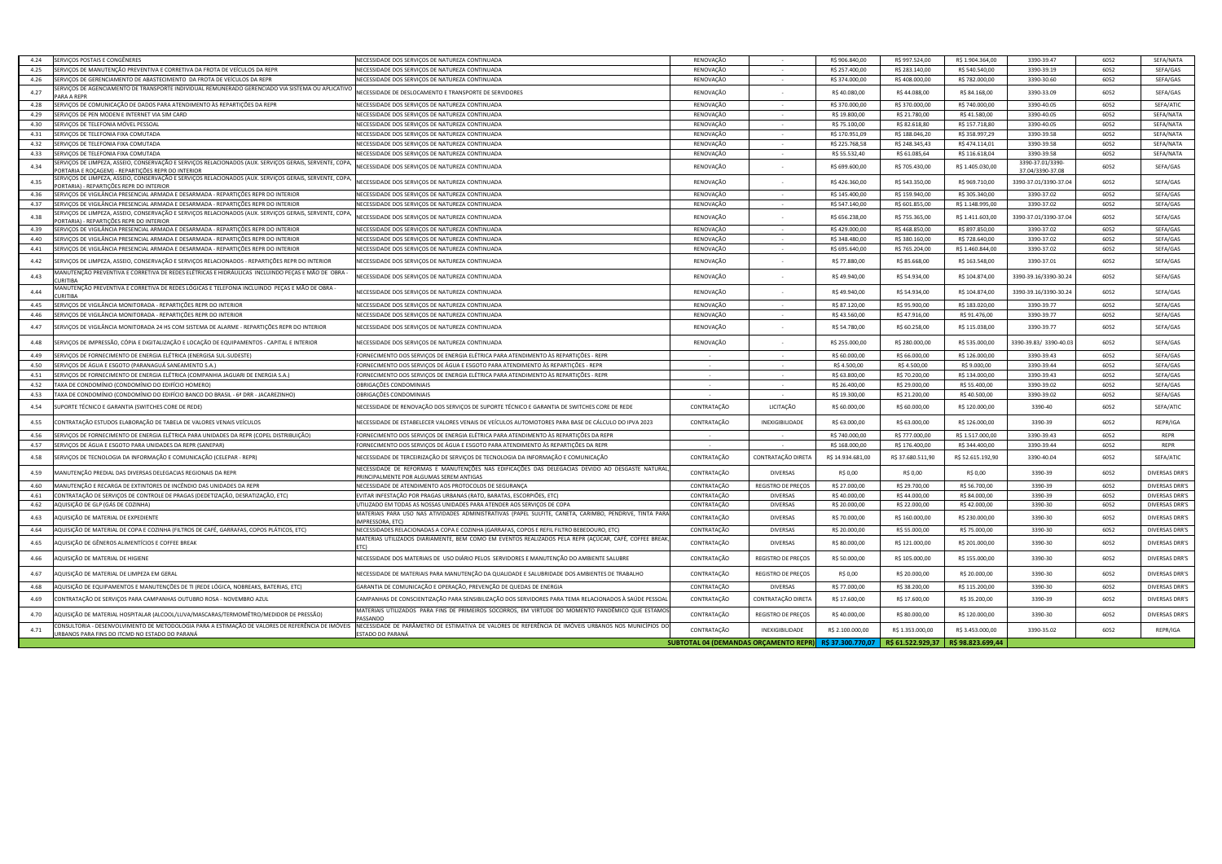| | | | | | | | | | | |
|---|---|---|---|---|---|---|---|---|---|---|
| 4.24 | SERVIÇOS POSTAIS E CONGÊNERES | NECESSIDADE DOS SERVIÇOS DE NATUREZA CONTINUADA | RENOVAÇÃO | - | R$ 906.840,00 | R$ 997.524,00 | R$ 1.904.364,00 | 3390-39.47 | 6052 | SEFA/NATA |
| 4.25 | SERVIÇOS DE MANUTENÇÃO PREVENTIVA E CORRETIVA DA FROTA DE VEÍCULOS DA REPR | NECESSIDADE DOS SERVIÇOS DE NATUREZA CONTINUADA | RENOVAÇÃO | - | R$ 257.400,00 | R$ 283.140,00 | R$ 540.540,00 | 3390-39.19 | 6052 | SEFA/GAS |
| 4.26 | SERVIÇOS DE GERENCIAMENTO DE ABASTECIMENTO DA FROTA DE VEÍCULOS DA REPR | NECESSIDADE DOS SERVIÇOS DE NATUREZA CONTINUADA | RENOVAÇÃO | - | R$ 374.000,00 | R$ 408.000,00 | R$ 782.000,00 | 3390-30.60 | 6052 | SEFA/GAS |
| 4.27 | SERVIÇOS DE AGENCIAMENTO DE TRANSPORTE INDIVIDUAL REMUNERADO GERENCIADO VIA SISTEMA OU APLICATIVO PARA A REPR | NECESSIDADE DE DESLOCAMENTO E TRANSPORTE DE SERVIDORES | RENOVAÇÃO | - | R$ 40.080,00 | R$ 44.088,00 | R$ 84.168,00 | 3390-33.09 | 6052 | SEFA/GAS |
| 4.28 | SERVIÇOS DE COMUNICAÇÃO DE DADOS PARA ATENDIMENTO ÀS REPARTIÇÕES DA REPR | NECESSIDADE DOS SERVIÇOS DE NATUREZA CONTINUADA | RENOVAÇÃO | - | R$ 370.000,00 | R$ 370.000,00 | R$ 740.000,00 | 3390-40.05 | 6052 | SEFA/ATIC |
| 4.29 | SERVIÇOS DE PEN MODEN E INTERNET VIA SIM CARD | NECESSIDADE DOS SERVIÇOS DE NATUREZA CONTINUADA | RENOVAÇÃO | - | R$ 19.800,00 | R$ 21.780,00 | R$ 41.580,00 | 3390-40.05 | 6052 | SEFA/NATA |
| 4.30 | SERVIÇOS DE TELEFONIA MÓVEL PESSOAL | NECESSIDADE DOS SERVIÇOS DE NATUREZA CONTINUADA | RENOVAÇÃO | - | R$ 75.100,00 | R$ 82.618,80 | R$ 157.718,80 | 3390-40.05 | 6052 | SEFA/NATA |
| 4.31 | SERVIÇOS DE TELEFONIA FIXA COMUTADA | NECESSIDADE DOS SERVIÇOS DE NATUREZA CONTINUADA | RENOVAÇÃO | - | R$ 170.951,09 | R$ 188.046,20 | R$ 358.997,29 | 3390-39.58 | 6052 | SEFA/NATA |
| 4.32 | SERVIÇOS DE TELEFONIA FIXA COMUTADA | NECESSIDADE DOS SERVIÇOS DE NATUREZA CONTINUADA | RENOVAÇÃO | - | R$ 225.768,58 | R$ 248.345,43 | R$ 474.114,01 | 3390-39.58 | 6052 | SEFA/NATA |
| 4.33 | SERVIÇOS DE TELEFONIA FIXA COMUTADA | NECESSIDADE DOS SERVIÇOS DE NATUREZA CONTINUADA | RENOVAÇÃO | - | R$ 55.532,40 | R$ 61.085,64 | R$ 116.618,04 | 3390-39.58 | 6052 | SEFA/NATA |
| 4.34 | SERVIÇOS DE LIMPEZA, ASSEIO, CONSERVAÇÃO E SERVIÇOS RELACIONADOS (AUX. SERVIÇOS GERAIS, SERVENTE, COPA, PORTARIA E ROÇAGEM) - REPARTIÇÕES REPR DO INTERIOR | NECESSIDADE DOS SERVIÇOS DE NATUREZA CONTINUADA | RENOVAÇÃO | - | R$ 699.600,00 | R$ 705.430,00 | R$ 1.405.030,00 | 3390-37.01/3390-37.04/3390-37.08 | 6052 | SEFA/GAS |
| 4.35 | SERVIÇOS DE LIMPEZA, ASSEIO, CONSERVAÇÃO E SERVIÇOS RELACIONADOS (AUX. SERVIÇOS GERAIS, SERVENTE, COPA, PORTARIA) - REPARTIÇÕES REPR DO INTERIOR | NECESSIDADE DOS SERVIÇOS DE NATUREZA CONTINUADA | RENOVAÇÃO | - | R$ 426.360,00 | R$ 543.350,00 | R$ 969.710,00 | 3390-37.01/3390-37.04 | 6052 | SEFA/GAS |
| 4.36 | SERVIÇOS DE VIGILÂNCIA PRESENCIAL ARMADA E DESARMADA - REPARTIÇÕES REPR DO INTERIOR | NECESSIDADE DOS SERVIÇOS DE NATUREZA CONTINUADA | RENOVAÇÃO | - | R$ 145.400,00 | R$ 159.940,00 | R$ 305.340,00 | 3390-37.02 | 6052 | SEFA/GAS |
| 4.37 | SERVIÇOS DE VIGILÂNCIA PRESENCIAL ARMADA E DESARMADA - REPARTIÇÕES REPR DO INTERIOR | NECESSIDADE DOS SERVIÇOS DE NATUREZA CONTINUADA | RENOVAÇÃO | - | R$ 547.140,00 | R$ 601.855,00 | R$ 1.148.995,00 | 3390-37.02 | 6052 | SEFA/GAS |
| 4.38 | SERVIÇOS DE LIMPEZA, ASSEIO, CONSERVAÇÃO E SERVIÇOS RELACIONADOS (AUX. SERVIÇOS GERAIS, SERVENTE, COPA, PORTARIA) - REPARTIÇÕES REPR DO INTERIOR | NECESSIDADE DOS SERVIÇOS DE NATUREZA CONTINUADA | RENOVAÇÃO | - | R$ 656.238,00 | R$ 755.365,00 | R$ 1.411.603,00 | 3390-37.01/3390-37.04 | 6052 | SEFA/GAS |
| 4.39 | SERVIÇOS DE VIGILÂNCIA PRESENCIAL ARMADA E DESARMADA - REPARTIÇÕES REPR DO INTERIOR | NECESSIDADE DOS SERVIÇOS DE NATUREZA CONTINUADA | RENOVAÇÃO | - | R$ 429.000,00 | R$ 468.850,00 | R$ 897.850,00 | 3390-37.02 | 6052 | SEFA/GAS |
| 4.40 | SERVIÇOS DE VIGILÂNCIA PRESENCIAL ARMADA E DESARMADA - REPARTIÇÕES REPR DO INTERIOR | NECESSIDADE DOS SERVIÇOS DE NATUREZA CONTINUADA | RENOVAÇÃO | - | R$ 348.480,00 | R$ 380.160,00 | R$ 728.640,00 | 3390-37.02 | 6052 | SEFA/GAS |
| 4.41 | SERVIÇOS DE VIGILÂNCIA PRESENCIAL ARMADA E DESARMADA - REPARTIÇÕES REPR DO INTERIOR | NECESSIDADE DOS SERVIÇOS DE NATUREZA CONTINUADA | RENOVAÇÃO | - | R$ 695.640,00 | R$ 765.204,00 | R$ 1.460.844,00 | 3390-37.02 | 6052 | SEFA/GAS |
| 4.42 | SERVIÇOS DE LIMPEZA, ASSEIO, CONSERVAÇÃO E SERVIÇOS RELACIONADOS - REPARTIÇÕES REPR DO INTERIOR | NECESSIDADE DOS SERVIÇOS DE NATUREZA CONTINUADA | RENOVAÇÃO | - | R$ 77.880,00 | R$ 85.668,00 | R$ 163.548,00 | 3390-37.01 | 6052 | SEFA/GAS |
| 4.43 | MANUTENÇÃO PREVENTIVA E CORRETIVA DE REDES ELÉTRICAS E HIDRÁULICAS INCLUINDO PEÇAS E MÃO DE OBRA - CURITIBA | NECESSIDADE DOS SERVIÇOS DE NATUREZA CONTINUADA | RENOVAÇÃO | - | R$ 49.940,00 | R$ 54.934,00 | R$ 104.874,00 | 3390-39.16/3390-30.24 | 6052 | SEFA/GAS |
| 4.44 | MANUTENÇÃO PREVENTIVA E CORRETIVA DE REDES LÓGICAS E TELEFONIA INCLUINDO PEÇAS E MÃO DE OBRA - CURITIBA | NECESSIDADE DOS SERVIÇOS DE NATUREZA CONTINUADA | RENOVAÇÃO | - | R$ 49.940,00 | R$ 54.934,00 | R$ 104.874,00 | 3390-39.16/3390-30.24 | 6052 | SEFA/GAS |
| 4.45 | SERVIÇOS DE VIGILÂNCIA MONITORADA - REPARTIÇÕES REPR DO INTERIOR | NECESSIDADE DOS SERVIÇOS DE NATUREZA CONTINUADA | RENOVAÇÃO | - | R$ 87.120,00 | R$ 95.900,00 | R$ 183.020,00 | 3390-39.77 | 6052 | SEFA/GAS |
| 4.46 | SERVIÇOS DE VIGILÂNCIA MONITORADA - REPARTIÇÕES REPR DO INTERIOR | NECESSIDADE DOS SERVIÇOS DE NATUREZA CONTINUADA | RENOVAÇÃO | - | R$ 43.560,00 | R$ 47.916,00 | R$ 91.476,00 | 3390-39.77 | 6052 | SEFA/GAS |
| 4.47 | SERVIÇOS DE VIGILÂNCIA MONITORADA 24 HS COM SISTEMA DE ALARME - REPARTIÇÕES REPR DO INTERIOR | NECESSIDADE DOS SERVIÇOS DE NATUREZA CONTINUADA | RENOVAÇÃO | - | R$ 54.780,00 | R$ 60.258,00 | R$ 115.038,00 | 3390-39.77 | 6052 | SEFA/GAS |
| 4.48 | SERVIÇOS DE IMPRESSÃO, CÓPIA E DIGITALIZAÇÃO E LOCAÇÃO DE EQUIPAMENTOS - CAPITAL E INTERIOR | NECESSIDADE DOS SERVIÇOS DE NATUREZA CONTINUADA | RENOVAÇÃO | - | R$ 255.000,00 | R$ 280.000,00 | R$ 535.000,00 | 3390-39.83/ 3390-40.03 | 6052 | SEFA/GAS |
| 4.49 | SERVIÇOS DE FORNECIMENTO DE ENERGIA ELÉTRICA (ENERGISA SUL-SUDESTE) | FORNECIMENTO DOS SERVIÇOS DE ENERGIA ELÉTRICA PARA ATENDIMENTO ÀS REPARTIÇÕES - REPR | - | - | R$ 60.000,00 | R$ 66.000,00 | R$ 126.000,00 | 3390-39.43 | 6052 | SEFA/GAS |
| 4.50 | SERVIÇOS DE ÁGUA E ESGOTO (PARANAGUÁ SANEAMENTO S.A.) | FORNECIMENTO DOS SERVIÇOS DE ÁGUA E ESGOTO PARA ATENDIMENTO ÀS REPARTIÇÕES - REPR | - | - | R$ 4.500,00 | R$ 4.500,00 | R$ 9.000,00 | 3390-39.44 | 6052 | SEFA/GAS |
| 4.51 | SERVIÇOS DE FORNECIMENTO DE ENERGIA ELÉTRICA (COMPANHIA JAGUARI DE ENERGIA S.A.) | FORNECIMENTO DOS SERVIÇOS DE ENERGIA ELÉTRICA PARA ATENDIMENTO ÀS REPARTIÇÕES - REPR | - | - | R$ 63.800,00 | R$ 70.200,00 | R$ 134.000,00 | 3390-39.43 | 6052 | SEFA/GAS |
| 4.52 | TAXA DE CONDOMÍNIO (CONDOMÍNIO DO EDIFÍCIO HOMERO) | OBRIGAÇÕES CONDOMINIAIS | - | - | R$ 26.400,00 | R$ 29.000,00 | R$ 55.400,00 | 3390-39.02 | 6052 | SEFA/GAS |
| 4.53 | TAXA DE CONDOMÍNIO (CONDOMÍNIO DO EDIFÍCIO BANCO DO BRASIL - 6ª DRR - JACAREZINHO) | OBRIGAÇÕES CONDOMINIAIS | - | - | R$ 19.300,00 | R$ 21.200,00 | R$ 40.500,00 | 3390-39.02 | 6052 | SEFA/GAS |
| 4.54 | SUPORTE TÉCNICO E GARANTIA (SWITCHES CORE DE REDE) | NECESSIDADE DE RENOVAÇÃO DOS SERVIÇOS DE SUPORTE TÉCNICO E GARANTIA DE SWITCHES CORE DE REDE | CONTRATAÇÃO | LICITAÇÃO | R$ 60.000,00 | R$ 60.000,00 | R$ 120.000,00 | 3390-40 | 6052 | SEFA/ATIC |
| 4.55 | CONTRATAÇÃO ESTUDOS ELABORAÇÃO DE TABELA DE VALORES VENAIS VEÍCULOS | NECESSIDADE DE ESTABELECER VALORES VENAIS DE VEÍCULOS AUTOMOTORES PARA BASE DE CÁLCULO DO IPVA 2023 | CONTRATAÇÃO | INEXIGIBILIDADE | R$ 63.000,00 | R$ 63.000,00 | R$ 126.000,00 | 3390-39 | 6052 | REPR/IGA |
| 4.56 | SERVIÇOS DE FORNECIMENTO DE ENERGIA ELÉTRICA PARA UNIDADES DA REPR (COPEL DISTRIBUIÇÃO) | FORNECIMENTO DOS SERVIÇOS DE ENERGIA ELÉTRICA PARA ATENDIMENTO ÀS REPARTIÇÕES DA REPR | - | - | R$ 740.000,00 | R$ 777.000,00 | R$ 1.517.000,00 | 3390-39.43 | 6052 | REPR |
| 4.57 | SERVIÇOS DE ÁGUA E ESGOTO PARA UNIDADES DA REPR (SANEPAR) | FORNECIMENTO DOS SERVIÇOS DE ÁGUA E ESGOTO PARA ATENDIMENTO ÀS REPARTIÇÕES DA REPR | - | - | R$ 168.000,00 | R$ 176.400,00 | R$ 344.400,00 | 3390-39.44 | 6052 | REPR |
| 4.58 | SERVIÇOS DE TECNOLOGIA DA INFORMAÇÃO E COMUNICAÇÃO (CELEPAR - REPR) | NECESSIDADE DE TERCEIRIZAÇÃO DE SERVIÇOS DE TECNOLOGIA DA INFORMAÇÃO E COMUNICAÇÃO | CONTRATAÇÃO | CONTRATAÇÃO DIRETA | R$ 14.934.681,00 | R$ 37.680.511,90 | R$ 52.615.192,90 | 3390-40.04 | 6052 | SEFA/ATIC |
| 4.59 | MANUTENÇÃO PREDIAL DAS DIVERSAS DELEGACIAS REGIONAIS DA REPR | NECESSIDADE DE REFORMAS E MANUTENÇÕES NAS EDIFICAÇÕES DAS DELEGACIAS DEVIDO AO DESGASTE NATURAL, PRINCIPALMENTE POR ALGUMAS SEREM ANTIGAS | CONTRATAÇÃO | DIVERSAS | R$ 0,00 | R$ 0,00 | R$ 0,00 | 3390-39 | 6052 | DIVERSAS DRR'S |
| 4.60 | MANUTENÇÃO E RECARGA DE EXTINTORES DE INCÊNDIO DAS UNIDADES DA REPR | NECESSIDADE DE ATENDIMENTO AOS PROTOCOLOS DE SEGURANÇA | CONTRATAÇÃO | REGISTRO DE PREÇOS | R$ 27.000,00 | R$ 29.700,00 | R$ 56.700,00 | 3390-39 | 6052 | DIVERSAS DRR'S |
| 4.61 | CONTRATAÇÃO DE SERVIÇOS DE CONTROLE DE PRAGAS (DEDETIZAÇÃO, DESRATIZAÇÃO, ETC) | EVITAR INFESTAÇÃO POR PRAGAS URBANAS (RATO, BARATAS, ESCORPIÕES, ETC) | CONTRATAÇÃO | DIVERSAS | R$ 40.000,00 | R$ 44.000,00 | R$ 84.000,00 | 3390-39 | 6052 | DIVERSAS DRR'S |
| 4.62 | AQUISIÇÃO DE GLP (GÁS DE COZINHA) | UTILIZADO EM TODAS AS NOSSAS UNIDADES PARA ATENDER AOS SERVIÇOS DE COPA | CONTRATAÇÃO | DIVERSAS | R$ 20.000,00 | R$ 22.000,00 | R$ 42.000,00 | 3390-30 | 6052 | DIVERSAS DRR'S |
| 4.63 | AQUISIÇÃO DE MATERIAL DE EXPEDIENTE | MATERIAIS PARA USO NAS ATIVIDADES ADMINISTRATIVAS (PAPEL SULFITE, CANETA, CARIMBO, PENDRIVE, TINTA PARA IMPRESSORA, ETC) | CONTRATAÇÃO | DIVERSAS | R$ 70.000,00 | R$ 160.000,00 | R$ 230.000,00 | 3390-30 | 6052 | DIVERSAS DRR'S |
| 4.64 | AQUISIÇÃO DE MATERIAL DE COPA E COZINHA (FILTROS DE CAFÉ, GARRAFAS, COPOS PLÁTICOS, ETC) | NECESSIDADES RELACIONADAS A COPA E COZINHA (GARRAFAS, COPOS E REFIL FILTRO BEBEDOURO, ETC) | CONTRATAÇÃO | DIVERSAS | R$ 20.000,00 | R$ 55.000,00 | R$ 75.000,00 | 3390-30 | 6052 | DIVERSAS DRR'S |
| 4.65 | AQUISIÇÃO DE GÊNEROS ALIMENTÍCIOS E COFFEE BREAK | MATERIAS UTILIZADOS DIARIAMENTE, BEM COMO EM EVENTOS REALIZADOS PELA REPR (AÇÚCAR, CAFÉ, COFFEE BREAK, ETC) | CONTRATAÇÃO | DIVERSAS | R$ 80.000,00 | R$ 121.000,00 | R$ 201.000,00 | 3390-30 | 6052 | DIVERSAS DRR'S |
| 4.66 | AQUISIÇÃO DE MATERIAL DE HIGIENE | NECESSIDADE DOS MATERIAIS DE USO DIÁRIO PELOS SERVIDORES E MANUTENÇÃO DO AMBIENTE SALUBRE | CONTRATAÇÃO | REGISTRO DE PREÇOS | R$ 50.000,00 | R$ 105.000,00 | R$ 155.000,00 | 3390-30 | 6052 | DIVERSAS DRR'S |
| 4.67 | AQUISIÇÃO DE MATERIAL DE LIMPEZA EM GERAL | NECESSIDADE DE MATERIAIS PARA MANUTENÇÃO DA QUALIDADE E SALUBRIDADE DOS AMBIENTES DE TRABALHO | CONTRATAÇÃO | REGISTRO DE PREÇOS | R$ 0,00 | R$ 20.000,00 | R$ 20.000,00 | 3390-30 | 6052 | DIVERSAS DRR'S |
| 4.68 | AQUISIÇÃO DE EQUIPAMENTOS E MANUTENÇÕES DE TI (REDE LÓGICA, NOBREAKS, BATERIAS, ETC) | GARANTIA DE COMUNICAÇÃO E OPERAÇÃO, PREVENÇÃO DE QUEDAS DE ENERGIA | CONTRATAÇÃO | DIVERSAS | R$ 77.000,00 | R$ 38.200,00 | R$ 115.200,00 | 3390-30 | 6052 | DIVERSAS DRR'S |
| 4.69 | CONTRATAÇÃO DE SERVIÇOS PARA CAMPANHAS OUTUBRO ROSA - NOVEMBRO AZUL | CAMPANHAS DE CONSCIENTIZAÇÃO PARA SENSIBILIZAÇÃO DOS SERVIDORES PARA TEMA RELACIONADOS À SAÚDE PESSOAL | CONTRATAÇÃO | CONTRATAÇÃO DIRETA | R$ 17.600,00 | R$ 17.600,00 | R$ 35.200,00 | 3390-39 | 6052 | DIVERSAS DRR'S |
| 4.70 | AQUISIÇÃO DE MATERIAL HOSPITALAR (ALCOOL/LUVA/MASCARAS/TERMOMÊTRO/MEDIDOR DE PRESSÃO) | MATERIAIS UTILIZADOS PARA FINS DE PRIMEIROS SOCORROS, EM VIRTUDE DO MOMENTO PANDÊMICO QUE ESTAMOS PASSANDO | CONTRATAÇÃO | REGISTRO DE PREÇOS | R$ 40.000,00 | R$ 80.000,00 | R$ 120.000,00 | 3390-30 | 6052 | DIVERSAS DRR'S |
| 4.71 | CONSULTORIA - DESENVOLVIMENTO DE METODOLOGIA PARA A ESTIMAÇÃO DE VALORES DE REFERÊNCIA DE IMÓVEIS URBANOS PARA FINS DO ITCMD NO ESTADO DO PARANÁ | NECESSIDADE DE PARÂMETRO DE ESTIMATIVA DE VALORES DE REFERÊNCIA DE IMÓVEIS URBANOS NOS MUNICÍPIOS DO ESTADO DO PARANÁ | CONTRATAÇÃO | INEXIGIBILIDADE | R$ 2.100.000,00 | R$ 1.353.000,00 | R$ 3.453.000,00 | 3390-35.02 | 6052 | REPR/IGA |
| | | | **SUBTOTAL 04 (DEMANDAS ORÇAMENTO REPR)** | | **R$ 37.300.770,07** | **R$ 61.522.929,37** | **R$ 98.823.699,44** | | | |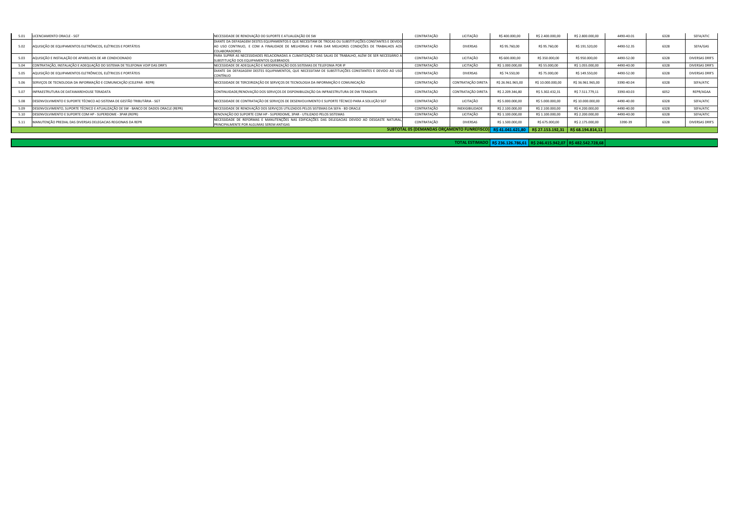| | | | | | | | | | | | |
|---|---|---|---|---|---|---|---|---|---|---|---|
| 5.01 | LICENCIAMENTO ORACLE - SGT | NECESSIDADE DE RENOVAÇÃO DO SUPORTE E ATUALIZAÇÃO DE SW | CONTRATAÇÃO | LICITAÇÃO | R$ 400.000,00 | R$ 2.400.000,00 | R$ 2.800.000,00 | 4490-40.01 | 6328 | SEFA/ATIC |
| 5.02 | AQUISIÇÃO DE EQUIPAMENTOS ELETRÔNICOS, ELÉTRICOS E PORTÁTEIS | DIANTE DA DEFASAGEM DESTES EQUIPAMENTOS E QUE NECESITAM DE TROCAS OU SUBSTITUIÇÕES CONSTANTES E DEVIDO AO USO CONTINUO, E COM A FINALIDADE DE MELHORIAS E PARA DAR MELHORES CONDIÇÕES DE TRABALHOS AOS COLABORADORES | CONTRATAÇÃO | DIVERSAS | R$ 95.760,00 | R$ 95.760,00 | R$ 191.520,00 | 4490-52.35 | 6328 | SEFA/GAS |
| 5.03 | AQUISIÇÃO E INSTALAÇÃO DE APARELHOS DE AR CONDICIONADO | PARA SUPRIR AS NECESSIDADES RELACIONADAS A CLIMATIZAÇÃO DAS SALAS DE TRABALHO, ALÉM DE SER NECESSÁRIO A SUBSTITUIÇÃO DOS EQUIPAMENTOS QUEBRADOS | CONTRATAÇÃO | LICITAÇÃO | R$ 600.000,00 | R$ 350.000,00 | R$ 950.000,00 | 4490-52.00 | 6328 | DIVERSAS DRR'S |
| 5.04 | CONTRATAÇÃO, INSTALAÇÃO E ADEQUAÇÃO DO SISTEMA DE TELEFONIA VOIP DAS DRR'S | NECESSIDADE DE ADEQUAÇÃO E MODERNIZAÇÃO DOS SISTEMAS DE TELEFONIA POR IP | CONTRATAÇÃO | LICITAÇÃO | R$ 1.000.000,00 | R$ 55.000,00 | R$ 1.055.000,00 | 4490-40.00 | 6328 | DIVERSAS DRR'S |
| 5.05 | AQUISIÇÃO DE EQUIPAMENTOS ELETRÔNICOS, ELÉTRICOS E PORTÁTEIS | DIANTE DA DEFASAGEM DESTES EQUIPAMENTOS, QUE NECESSITAM DE SUBSTITUIÇÕES CONSTANTES E DEVIDO AO USO CONTÍNUO | CONTRATAÇÃO | DIVERSAS | R$ 74.550,00 | R$ 75.000,00 | R$ 149.550,00 | 4490-52.00 | 6328 | DIVERSAS DRR'S |
| 5.06 | SERVIÇOS DE TECNOLOGIA DA INFORMAÇÃO E COMUNICAÇÃO (CELEPAR - REPR) | NECESSIDADE DE TERCEIRIZAÇÃO DE SERVIÇOS DE TECNOLOGIA DA INFORMAÇÃO E COMUNICAÇÃO | CONTRATAÇÃO | CONTRATAÇÃO DIRETA | R$ 26.961.965,00 | R$ 10.000.000,00 | R$ 36.961.965,00 | 3390-40.04 | 6328 | SEFA/ATIC |
| 5.07 | INFRAESTRUTURA DE DATAWAREHOUSE TERADATA | CONTINUIDADE/RENOVAÇÃO DOS SERVIÇOS DE DISPONIBILIZAÇÃO DA INFRAESTRUTURA DE DW TERADATA | CONTRATAÇÃO | CONTRATAÇÃO DIRETA | R$ 2.209.346,80 | R$ 5.302.432,31 | R$ 7.511.779,11 | 3390-40.03 | 6052 | REPR/AGAA |
| 5.08 | DESENVOLVIMENTO E SUPORTE TÉCNICO AO SISTEMA DE GESTÃO TRIBUTÁRIA - SGT | NECESSIDADE DE CONTRATAÇÃO DE SERVIÇOS DE DESENVOLVIMENTO E SUPORTE TÉCNICO PARA A SOLUÇÃO SGT | CONTRATAÇÃO | LICITAÇÃO | R$ 5.000.000,00 | R$ 5.000.000,00 | R$ 10.000.000,00 | 4490-40.00 | 6328 | SEFA/ATIC |
| 5.09 | DESENVOLVIMENTO, SUPORTE TÉCNICO E ATUALIZAÇÃO DE SW - BANCO DE DADOS ORACLE (REPR) | NECESSIDADE DE RENOVAÇÃO DOS SERVIÇOS UTILIZADOS PELOS SISTEMAS DA SEFA - BD ORACLE | CONTRATAÇÃO | INEXIGIBILIDADE | R$ 2.100.000,00 | R$ 2.100.000,00 | R$ 4.200.000,00 | 4490-40.00 | 6328 | SEFA/ATIC |
| 5.10 | DESENVOLVIMENTO E SUPORTE COM HP - SUPERDOME - 3PAR (REPR) | RENOVAÇÃO DO SUPORTE COM HP - SUPERDOME, 3PAR - UTILIZADO PELOS SISTEMAS | CONTRATAÇÃO | LICITAÇÃO | R$ 1.100.000,00 | R$ 1.100.000,00 | R$ 2.200.000,00 | 4490-40.00 | 6328 | SEFA/ATIC |
| 5.11 | MANUTENÇÃO PREDIAL DAS DIVERSAS DELEGACIAS REGIONAIS DA REPR | NECESSIDADE DE REFORMAS E MANUTENÇÕES NAS EDIFICAÇÕES DAS DELEGACIAS DEVIDO AO DESGASTE NATURAL, PRINCIPALMENTE POR ALGUMAS SEREM ANTIGAS | CONTRATAÇÃO | DIVERSAS | R$ 1.500.000,00 | R$ 675.000,00 | R$ 2.175.000,00 | 3390-39 | 6328 | DIVERSAS DRR'S |
| | | | | **SUBTOTAL 05 (DEMANDAS ORÇAMENTO FUNREFISCO)** | **R$ 41.041.621,80** | **R$ 27.153.192,31** | **R$ 68.194.814,11** | | | |
| | | | | **TOTAL ESTIMADO** | **R$ 236.126.786,61** | **R$ 246.415.942,07** | **R$ 482.542.728,68** | | | |